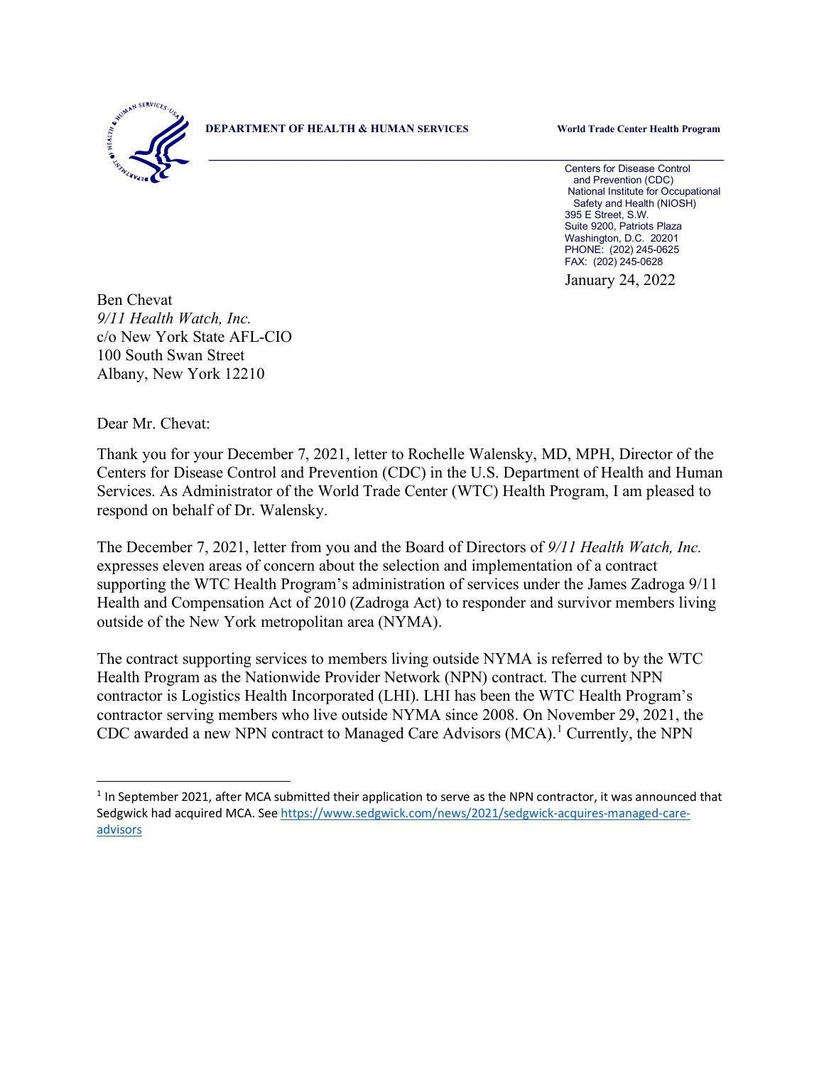**DEPARTMENT OF HEALTH & HUMAN SERVICES** **World Trade Center Health Program**

Centers for Disease Control and Prevention (CDC)
National Institute for Occupational Safety and Health (NIOSH)
395 E Street, S.W.
Suite 9200, Patriots Plaza
Washington, D.C. 20201
PHONE: (202) 245-0625
FAX: (202) 245-0628

January 24, 2022

Ben Chevat
*9/11 Health Watch, Inc.*
c/o New York State AFL-CIO
100 South Swan Street
Albany, New York 12210

Dear Mr. Chevat:

Thank you for your December 7, 2021, letter to Rochelle Walensky, MD, MPH, Director of the Centers for Disease Control and Prevention (CDC) in the U.S. Department of Health and Human Services. As Administrator of the World Trade Center (WTC) Health Program, I am pleased to respond on behalf of Dr. Walensky.

The December 7, 2021, letter from you and the Board of Directors of *9/11 Health Watch, Inc.* expresses eleven areas of concern about the selection and implementation of a contract supporting the WTC Health Program's administration of services under the James Zadroga 9/11 Health and Compensation Act of 2010 (Zadroga Act) to responder and survivor members living outside of the New York metropolitan area (NYMA).

The contract supporting services to members living outside NYMA is referred to by the WTC Health Program as the Nationwide Provider Network (NPN) contract. The current NPN contractor is Logistics Health Incorporated (LHI). LHI has been the WTC Health Program's contractor serving members who live outside NYMA since 2008. On November 29, 2021, the CDC awarded a new NPN contract to Managed Care Advisors (MCA).[1] Currently, the NPN

[1] In September 2021, after MCA submitted their application to serve as the NPN contractor, it was announced that Sedgwick had acquired MCA. See https://www.sedgwick.com/news/2021/sedgwick-acquires-managed-care-advisors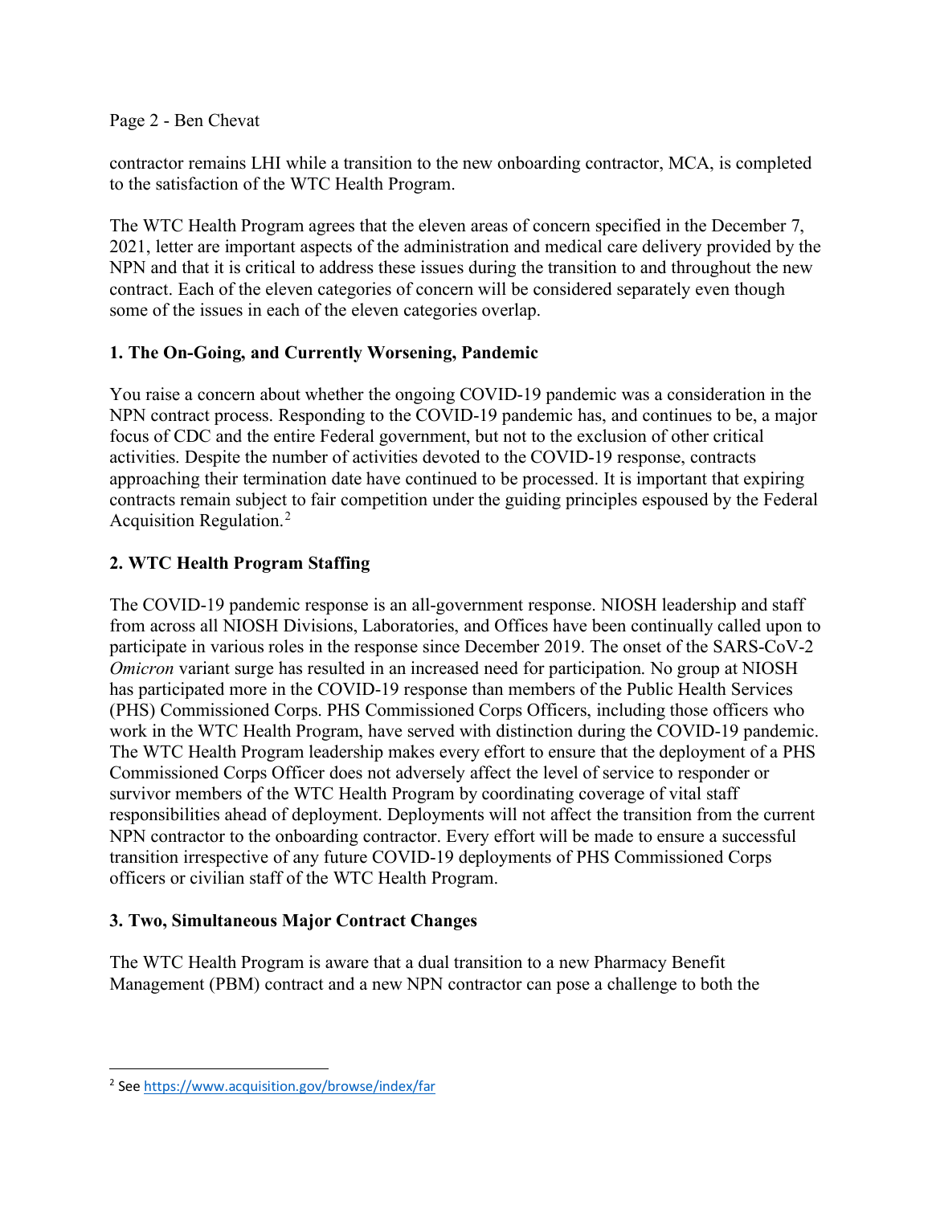contractor remains LHI while a transition to the new onboarding contractor, MCA, is completed to the satisfaction of the WTC Health Program.

The WTC Health Program agrees that the eleven areas of concern specified in the December 7, 2021, letter are important aspects of the administration and medical care delivery provided by the NPN and that it is critical to address these issues during the transition to and throughout the new contract. Each of the eleven categories of concern will be considered separately even though some of the issues in each of the eleven categories overlap.

**1. The On-Going, and Currently Worsening, Pandemic**

You raise a concern about whether the ongoing COVID-19 pandemic was a consideration in the NPN contract process. Responding to the COVID-19 pandemic has, and continues to be, a major focus of CDC and the entire Federal government, but not to the exclusion of other critical activities. Despite the number of activities devoted to the COVID-19 response, contracts approaching their termination date have continued to be processed. It is important that expiring contracts remain subject to fair competition under the guiding principles espoused by the Federal Acquisition Regulation.[2]

**2. WTC Health Program Staffing**

The COVID-19 pandemic response is an all-government response. NIOSH leadership and staff from across all NIOSH Divisions, Laboratories, and Offices have been continually called upon to participate in various roles in the response since December 2019. The onset of the SARS-CoV-2 *Omicron* variant surge has resulted in an increased need for participation. No group at NIOSH has participated more in the COVID-19 response than members of the Public Health Services (PHS) Commissioned Corps. PHS Commissioned Corps Officers, including those officers who work in the WTC Health Program, have served with distinction during the COVID-19 pandemic. The WTC Health Program leadership makes every effort to ensure that the deployment of a PHS Commissioned Corps Officer does not adversely affect the level of service to responder or survivor members of the WTC Health Program by coordinating coverage of vital staff responsibilities ahead of deployment. Deployments will not affect the transition from the current NPN contractor to the onboarding contractor. Every effort will be made to ensure a successful transition irrespective of any future COVID-19 deployments of PHS Commissioned Corps officers or civilian staff of the WTC Health Program.

**3. Two, Simultaneous Major Contract Changes**

The WTC Health Program is aware that a dual transition to a new Pharmacy Benefit Management (PBM) contract and a new NPN contractor can pose a challenge to both the

---

[2] See https://www.acquisition.gov/browse/index/far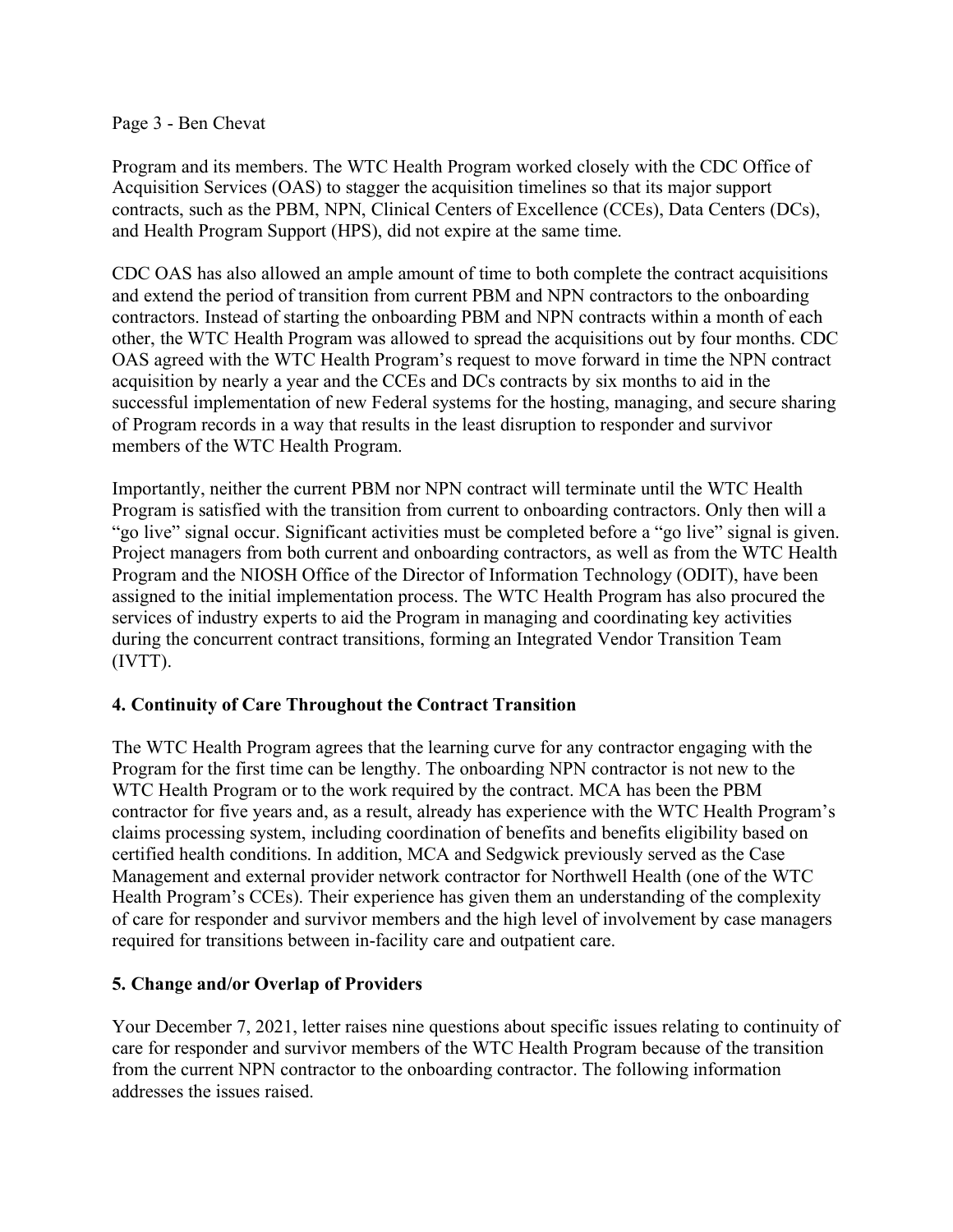Program and its members. The WTC Health Program worked closely with the CDC Office of Acquisition Services (OAS) to stagger the acquisition timelines so that its major support contracts, such as the PBM, NPN, Clinical Centers of Excellence (CCEs), Data Centers (DCs), and Health Program Support (HPS), did not expire at the same time.

CDC OAS has also allowed an ample amount of time to both complete the contract acquisitions and extend the period of transition from current PBM and NPN contractors to the onboarding contractors. Instead of starting the onboarding PBM and NPN contracts within a month of each other, the WTC Health Program was allowed to spread the acquisitions out by four months. CDC OAS agreed with the WTC Health Program's request to move forward in time the NPN contract acquisition by nearly a year and the CCEs and DCs contracts by six months to aid in the successful implementation of new Federal systems for the hosting, managing, and secure sharing of Program records in a way that results in the least disruption to responder and survivor members of the WTC Health Program.

Importantly, neither the current PBM nor NPN contract will terminate until the WTC Health Program is satisfied with the transition from current to onboarding contractors. Only then will a "go live" signal occur. Significant activities must be completed before a "go live" signal is given. Project managers from both current and onboarding contractors, as well as from the WTC Health Program and the NIOSH Office of the Director of Information Technology (ODIT), have been assigned to the initial implementation process. The WTC Health Program has also procured the services of industry experts to aid the Program in managing and coordinating key activities during the concurrent contract transitions, forming an Integrated Vendor Transition Team (IVTT).

## 4. Continuity of Care Throughout the Contract Transition

The WTC Health Program agrees that the learning curve for any contractor engaging with the Program for the first time can be lengthy. The onboarding NPN contractor is not new to the WTC Health Program or to the work required by the contract. MCA has been the PBM contractor for five years and, as a result, already has experience with the WTC Health Program's claims processing system, including coordination of benefits and benefits eligibility based on certified health conditions. In addition, MCA and Sedgwick previously served as the Case Management and external provider network contractor for Northwell Health (one of the WTC Health Program's CCEs). Their experience has given them an understanding of the complexity of care for responder and survivor members and the high level of involvement by case managers required for transitions between in-facility care and outpatient care.

## 5. Change and/or Overlap of Providers

Your December 7, 2021, letter raises nine questions about specific issues relating to continuity of care for responder and survivor members of the WTC Health Program because of the transition from the current NPN contractor to the onboarding contractor. The following information addresses the issues raised.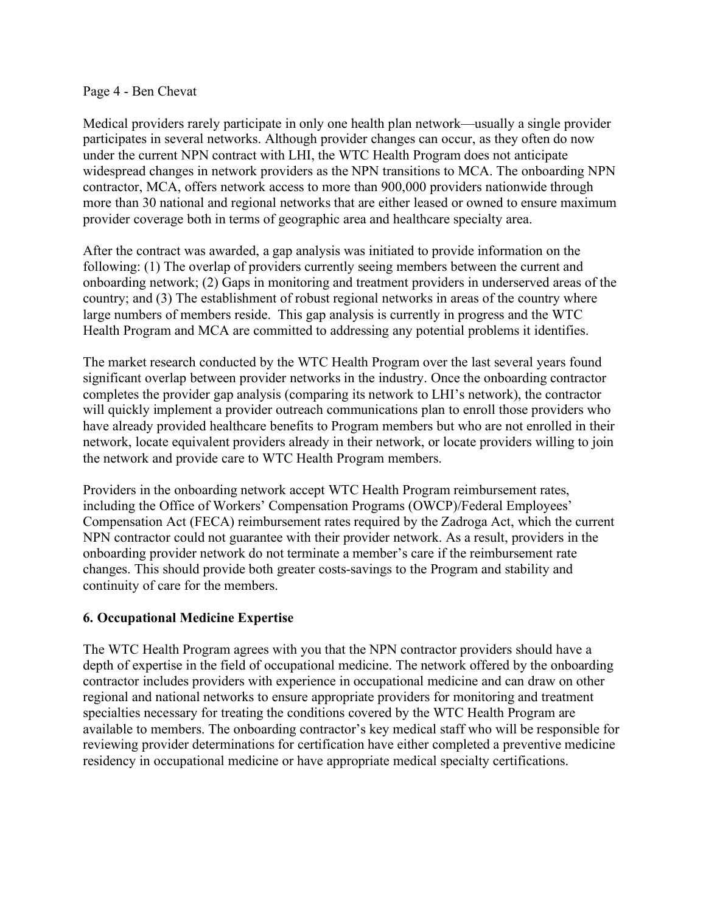Medical providers rarely participate in only one health plan network—usually a single provider participates in several networks. Although provider changes can occur, as they often do now under the current NPN contract with LHI, the WTC Health Program does not anticipate widespread changes in network providers as the NPN transitions to MCA. The onboarding NPN contractor, MCA, offers network access to more than 900,000 providers nationwide through more than 30 national and regional networks that are either leased or owned to ensure maximum provider coverage both in terms of geographic area and healthcare specialty area.

After the contract was awarded, a gap analysis was initiated to provide information on the following: (1) The overlap of providers currently seeing members between the current and onboarding network; (2) Gaps in monitoring and treatment providers in underserved areas of the country; and (3) The establishment of robust regional networks in areas of the country where large numbers of members reside. This gap analysis is currently in progress and the WTC Health Program and MCA are committed to addressing any potential problems it identifies.

The market research conducted by the WTC Health Program over the last several years found significant overlap between provider networks in the industry. Once the onboarding contractor completes the provider gap analysis (comparing its network to LHI's network), the contractor will quickly implement a provider outreach communications plan to enroll those providers who have already provided healthcare benefits to Program members but who are not enrolled in their network, locate equivalent providers already in their network, or locate providers willing to join the network and provide care to WTC Health Program members.

Providers in the onboarding network accept WTC Health Program reimbursement rates, including the Office of Workers' Compensation Programs (OWCP)/Federal Employees' Compensation Act (FECA) reimbursement rates required by the Zadroga Act, which the current NPN contractor could not guarantee with their provider network. As a result, providers in the onboarding provider network do not terminate a member's care if the reimbursement rate changes. This should provide both greater costs-savings to the Program and stability and continuity of care for the members.

**6. Occupational Medicine Expertise**

The WTC Health Program agrees with you that the NPN contractor providers should have a depth of expertise in the field of occupational medicine. The network offered by the onboarding contractor includes providers with experience in occupational medicine and can draw on other regional and national networks to ensure appropriate providers for monitoring and treatment specialties necessary for treating the conditions covered by the WTC Health Program are available to members. The onboarding contractor's key medical staff who will be responsible for reviewing provider determinations for certification have either completed a preventive medicine residency in occupational medicine or have appropriate medical specialty certifications.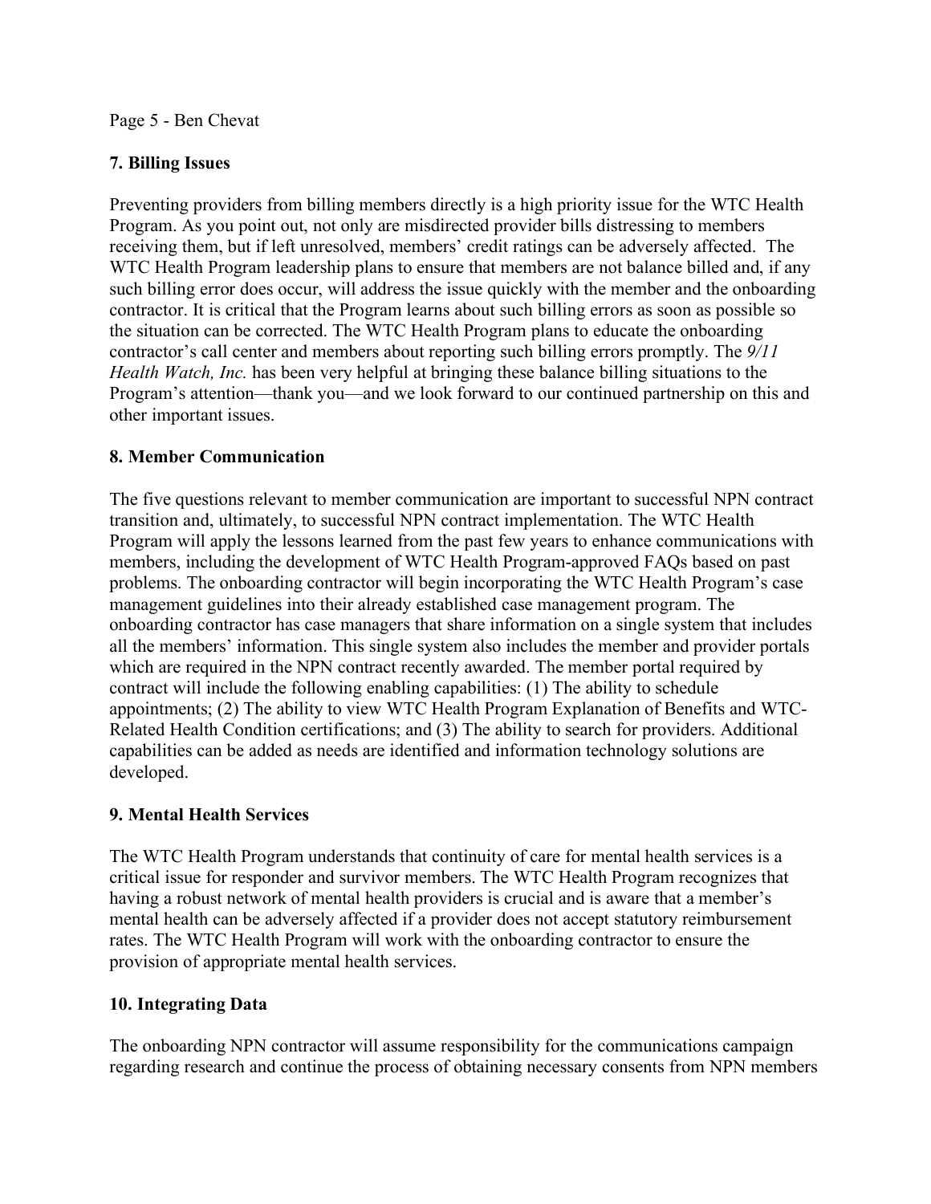### 7. Billing Issues

Preventing providers from billing members directly is a high priority issue for the WTC Health Program. As you point out, not only are misdirected provider bills distressing to members receiving them, but if left unresolved, members' credit ratings can be adversely affected. The WTC Health Program leadership plans to ensure that members are not balance billed and, if any such billing error does occur, will address the issue quickly with the member and the onboarding contractor. It is critical that the Program learns about such billing errors as soon as possible so the situation can be corrected. The WTC Health Program plans to educate the onboarding contractor's call center and members about reporting such billing errors promptly. The *9/11 Health Watch, Inc.* has been very helpful at bringing these balance billing situations to the Program's attention—thank you—and we look forward to our continued partnership on this and other important issues.

### 8. Member Communication

The five questions relevant to member communication are important to successful NPN contract transition and, ultimately, to successful NPN contract implementation. The WTC Health Program will apply the lessons learned from the past few years to enhance communications with members, including the development of WTC Health Program-approved FAQs based on past problems. The onboarding contractor will begin incorporating the WTC Health Program's case management guidelines into their already established case management program. The onboarding contractor has case managers that share information on a single system that includes all the members' information. This single system also includes the member and provider portals which are required in the NPN contract recently awarded. The member portal required by contract will include the following enabling capabilities: (1) The ability to schedule appointments; (2) The ability to view WTC Health Program Explanation of Benefits and WTC-Related Health Condition certifications; and (3) The ability to search for providers. Additional capabilities can be added as needs are identified and information technology solutions are developed.

### 9. Mental Health Services

The WTC Health Program understands that continuity of care for mental health services is a critical issue for responder and survivor members. The WTC Health Program recognizes that having a robust network of mental health providers is crucial and is aware that a member's mental health can be adversely affected if a provider does not accept statutory reimbursement rates. The WTC Health Program will work with the onboarding contractor to ensure the provision of appropriate mental health services.

### 10. Integrating Data

The onboarding NPN contractor will assume responsibility for the communications campaign regarding research and continue the process of obtaining necessary consents from NPN members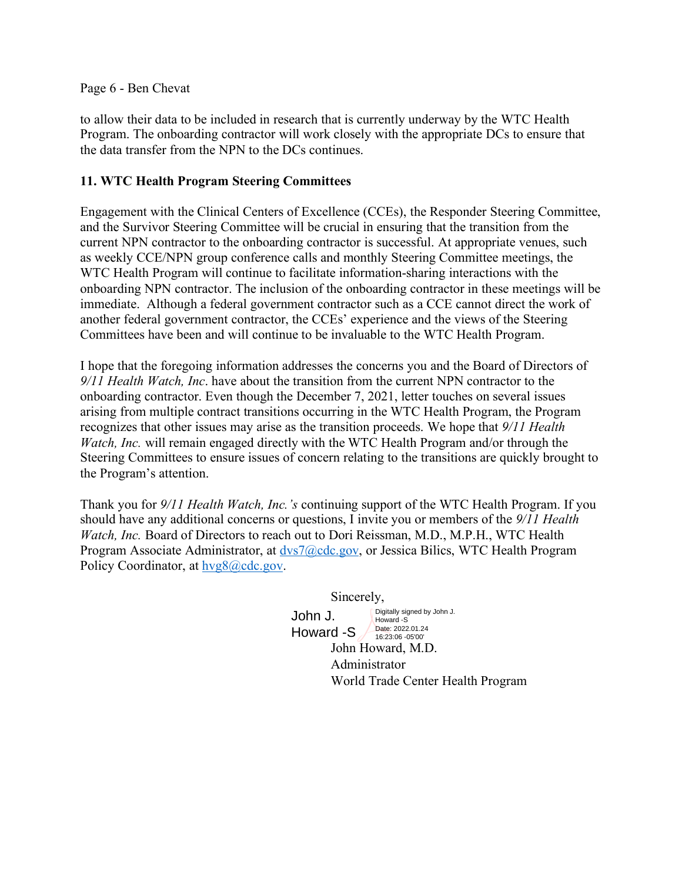to allow their data to be included in research that is currently underway by the WTC Health Program. The onboarding contractor will work closely with the appropriate DCs to ensure that the data transfer from the NPN to the DCs continues.

**11. WTC Health Program Steering Committees**

Engagement with the Clinical Centers of Excellence (CCEs), the Responder Steering Committee, and the Survivor Steering Committee will be crucial in ensuring that the transition from the current NPN contractor to the onboarding contractor is successful. At appropriate venues, such as weekly CCE/NPN group conference calls and monthly Steering Committee meetings, the WTC Health Program will continue to facilitate information-sharing interactions with the onboarding NPN contractor. The inclusion of the onboarding contractor in these meetings will be immediate. Although a federal government contractor such as a CCE cannot direct the work of another federal government contractor, the CCEs' experience and the views of the Steering Committees have been and will continue to be invaluable to the WTC Health Program.

I hope that the foregoing information addresses the concerns you and the Board of Directors of *9/11 Health Watch, Inc*. have about the transition from the current NPN contractor to the onboarding contractor. Even though the December 7, 2021, letter touches on several issues arising from multiple contract transitions occurring in the WTC Health Program, the Program recognizes that other issues may arise as the transition proceeds. We hope that *9/11 Health Watch, Inc.* will remain engaged directly with the WTC Health Program and/or through the Steering Committees to ensure issues of concern relating to the transitions are quickly brought to the Program's attention.

Thank you for *9/11 Health Watch, Inc.'s* continuing support of the WTC Health Program. If you should have any additional concerns or questions, I invite you or members of the *9/11 Health Watch, Inc.* Board of Directors to reach out to Dori Reissman, M.D., M.P.H., WTC Health Program Associate Administrator, at dvs7@cdc.gov, or Jessica Bilics, WTC Health Program Policy Coordinator, at hvg8@cdc.gov.

Sincerely,

John J. Howard -S

Digitally signed by John J. Howard -S
Date: 2022.01.24 16:23:06 -05'00'

John Howard, M.D.
Administrator
World Trade Center Health Program